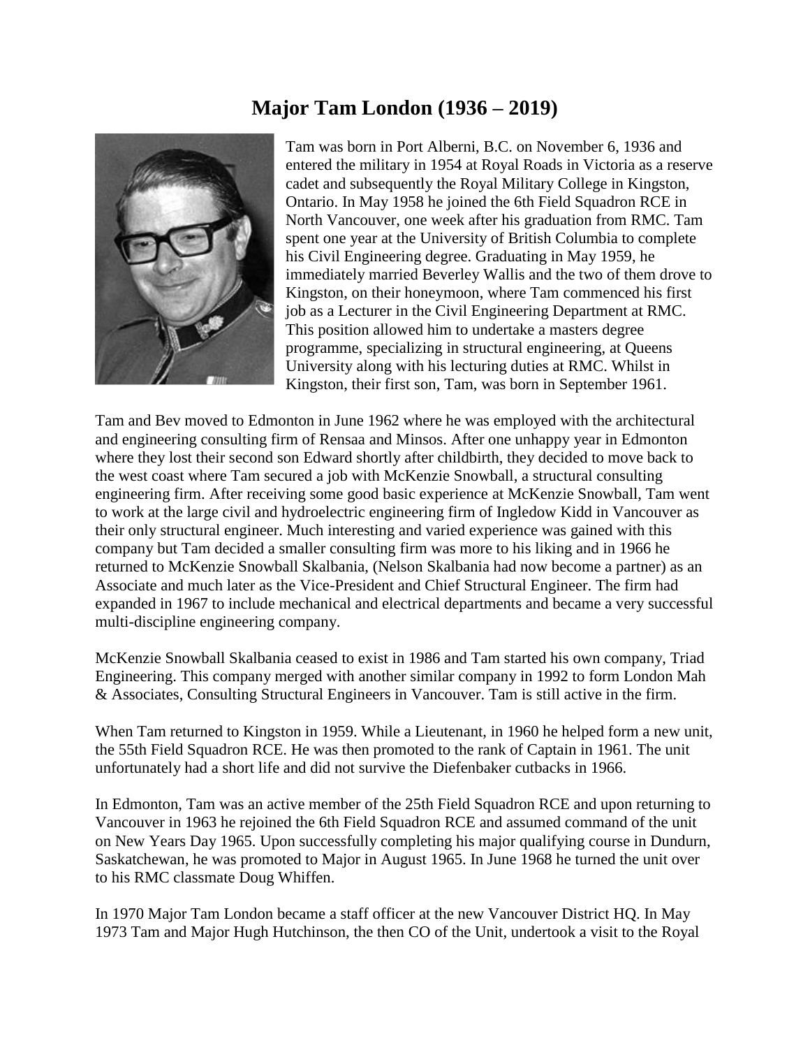# Major Tam London (1936 – 2019)

Tam was born in Port Alberni, B.C. on November 6, 1936 and entered the military in 1954 at Royal Roads in Victoria as a reserve cadet and subsequently the Royal Military College in Kingston, Ontario. In May 1958 he joined the 6th Field Squadron RCE in North Vancouver, one week after his graduation from RMC. Tam spent one year at the University of British Columbia to complete his Civil Engineering degree. Graduating in May 1959, he immediately married Beverley Wallis and the two of them drove to Kingston, on their honeymoon, where Tam commenced his first job as a Lecturer in the Civil Engineering Department at RMC. This position allowed him to undertake a masters degree programme, specializing in structural engineering, at Queens University along with his lecturing duties at RMC. Whilst in Kingston, their first son, Tam, was born in September 1961.

Tam and Bev moved to Edmonton in June 1962 where he was employed with the architectural and engineering consulting firm of Rensaa and Minsos. After one unhappy year in Edmonton where they lost their second son Edward shortly after childbirth, they decided to move back to the west coast where Tam secured a job with McKenzie Snowball, a structural consulting engineering firm. After receiving some good basic experience at McKenzie Snowball, Tam went to work at the large civil and hydroelectric engineering firm of Ingledow Kidd in Vancouver as their only structural engineer. Much interesting and varied experience was gained with this company but Tam decided a smaller consulting firm was more to his liking and in 1966 he returned to McKenzie Snowball Skalbania, (Nelson Skalbania had now become a partner) as an Associate and much later as the Vice-President and Chief Structural Engineer. The firm had expanded in 1967 to include mechanical and electrical departments and became a very successful multi-discipline engineering company.

McKenzie Snowball Skalbania ceased to exist in 1986 and Tam started his own company, Triad Engineering. This company merged with another similar company in 1992 to form London Mah & Associates, Consulting Structural Engineers in Vancouver. Tam is still active in the firm.

When Tam returned to Kingston in 1959. While a Lieutenant, in 1960 he helped form a new unit, the 55th Field Squadron RCE. He was then promoted to the rank of Captain in 1961. The unit unfortunately had a short life and did not survive the Diefenbaker cutbacks in 1966.

In Edmonton, Tam was an active member of the 25th Field Squadron RCE and upon returning to Vancouver in 1963 he rejoined the 6th Field Squadron RCE and assumed command of the unit on New Years Day 1965. Upon successfully completing his major qualifying course in Dundurn, Saskatchewan, he was promoted to Major in August 1965. In June 1968 he turned the unit over to his RMC classmate Doug Whiffen.

In 1970 Major Tam London became a staff officer at the new Vancouver District HQ. In May 1973 Tam and Major Hugh Hutchinson, the then CO of the Unit, undertook a visit to the Royal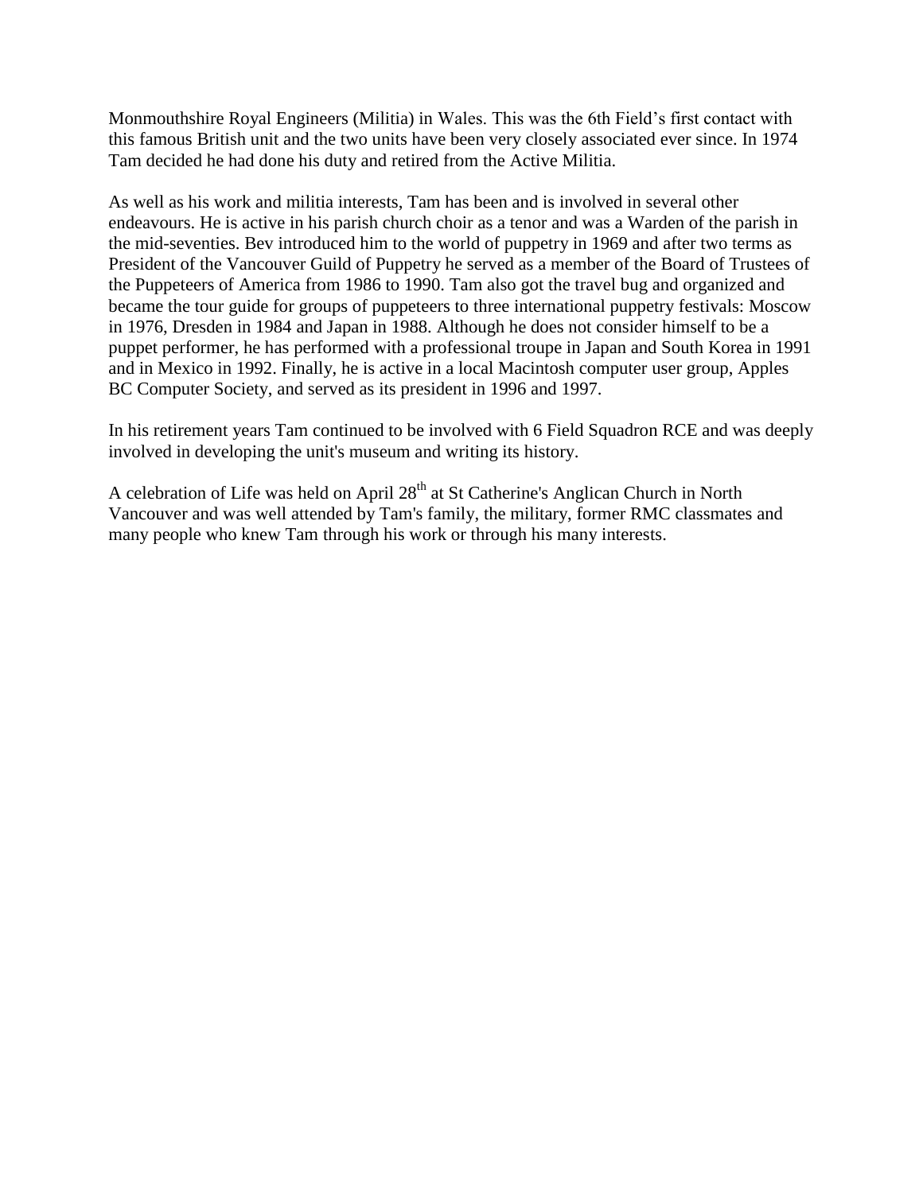Monmouthshire Royal Engineers (Militia) in Wales. This was the 6th Field's first contact with this famous British unit and the two units have been very closely associated ever since. In 1974 Tam decided he had done his duty and retired from the Active Militia.

As well as his work and militia interests, Tam has been and is involved in several other endeavours. He is active in his parish church choir as a tenor and was a Warden of the parish in the mid-seventies. Bev introduced him to the world of puppetry in 1969 and after two terms as President of the Vancouver Guild of Puppetry he served as a member of the Board of Trustees of the Puppeteers of America from 1986 to 1990. Tam also got the travel bug and organized and became the tour guide for groups of puppeteers to three international puppetry festivals: Moscow in 1976, Dresden in 1984 and Japan in 1988. Although he does not consider himself to be a puppet performer, he has performed with a professional troupe in Japan and South Korea in 1991 and in Mexico in 1992. Finally, he is active in a local Macintosh computer user group, Apples BC Computer Society, and served as its president in 1996 and 1997.

In his retirement years Tam continued to be involved with 6 Field Squadron RCE and was deeply involved in developing the unit's museum and writing its history.

A celebration of Life was held on April 28th at St Catherine's Anglican Church in North Vancouver and was well attended by Tam's family, the military, former RMC classmates and many people who knew Tam through his work or through his many interests.